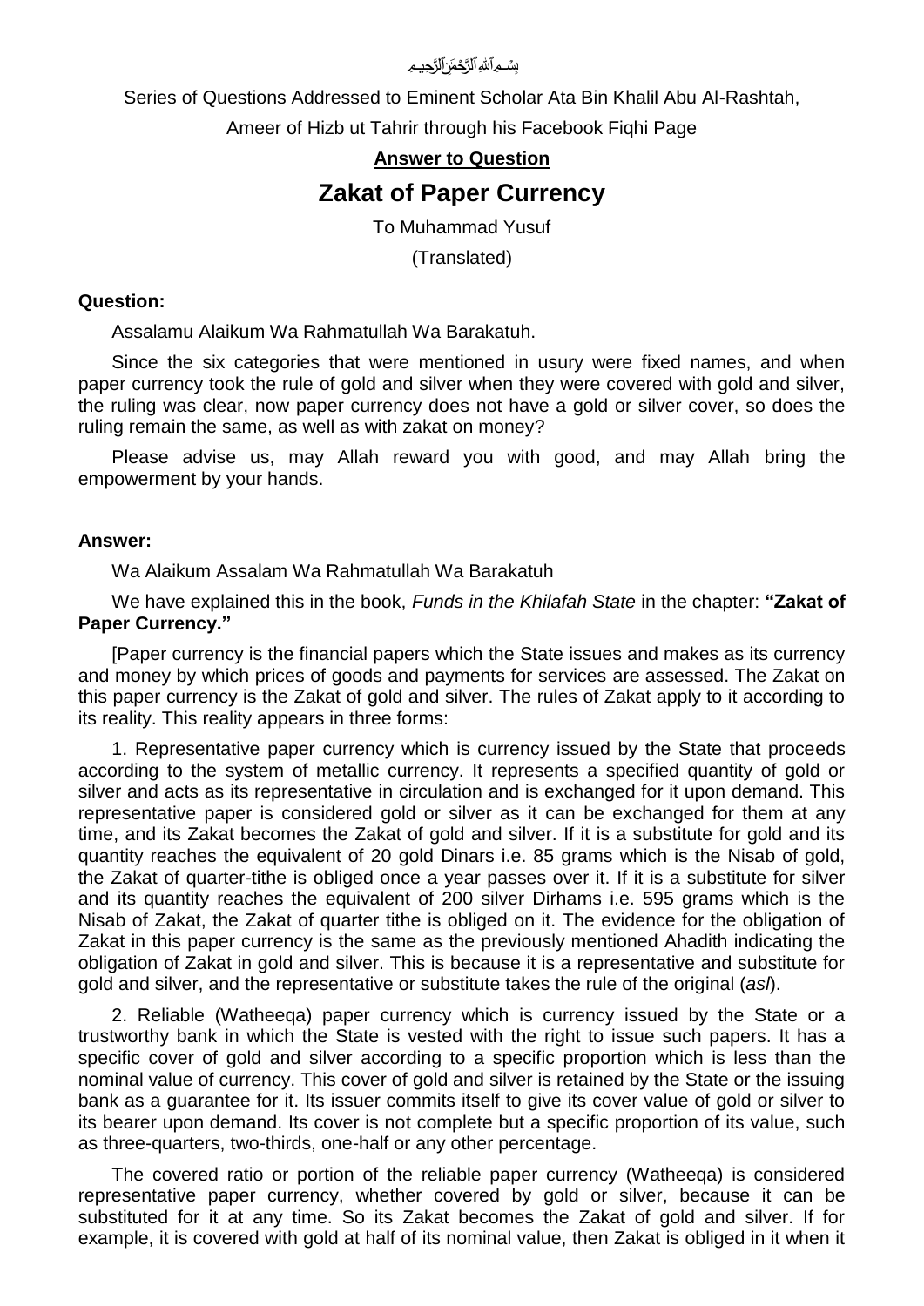بِسۡمِ ٱللَّهِ ٱلرَّحۡمَٰنِ ٱلرَّحِيمِ

Series of Questions Addressed to Eminent Scholar Ata Bin Khalil Abu Al-Rashtah,

Ameer of Hizb ut Tahrir through his Facebook Fiqhi Page

**Answer to Question**

# Zakat of Paper Currency

To Muhammad Yusuf

(Translated)

**Question:**

Assalamu Alaikum Wa Rahmatullah Wa Barakatuh.

Since the six categories that were mentioned in usury were fixed names, and when paper currency took the rule of gold and silver when they were covered with gold and silver, the ruling was clear, now paper currency does not have a gold or silver cover, so does the ruling remain the same, as well as with zakat on money?

Please advise us, may Allah reward you with good, and may Allah bring the empowerment by your hands.

**Answer:**

Wa Alaikum Assalam Wa Rahmatullah Wa Barakatuh

We have explained this in the book, *Funds in the Khilafah State* in the chapter: **"Zakat of Paper Currency."**

[Paper currency is the financial papers which the State issues and makes as its currency and money by which prices of goods and payments for services are assessed. The Zakat on this paper currency is the Zakat of gold and silver. The rules of Zakat apply to it according to its reality. This reality appears in three forms:

1. Representative paper currency which is currency issued by the State that proceeds according to the system of metallic currency. It represents a specified quantity of gold or silver and acts as its representative in circulation and is exchanged for it upon demand. This representative paper is considered gold or silver as it can be exchanged for them at any time, and its Zakat becomes the Zakat of gold and silver. If it is a substitute for gold and its quantity reaches the equivalent of 20 gold Dinars i.e. 85 grams which is the Nisab of gold, the Zakat of quarter-tithe is obliged once a year passes over it. If it is a substitute for silver and its quantity reaches the equivalent of 200 silver Dirhams i.e. 595 grams which is the Nisab of Zakat, the Zakat of quarter tithe is obliged on it. The evidence for the obligation of Zakat in this paper currency is the same as the previously mentioned Ahadith indicating the obligation of Zakat in gold and silver. This is because it is a representative and substitute for gold and silver, and the representative or substitute takes the rule of the original (*asl*).

2. Reliable (Watheeqa) paper currency which is currency issued by the State or a trustworthy bank in which the State is vested with the right to issue such papers. It has a specific cover of gold and silver according to a specific proportion which is less than the nominal value of currency. This cover of gold and silver is retained by the State or the issuing bank as a guarantee for it. Its issuer commits itself to give its cover value of gold or silver to its bearer upon demand. Its cover is not complete but a specific proportion of its value, such as three-quarters, two-thirds, one-half or any other percentage.

The covered ratio or portion of the reliable paper currency (Watheeqa) is considered representative paper currency, whether covered by gold or silver, because it can be substituted for it at any time. So its Zakat becomes the Zakat of gold and silver. If for example, it is covered with gold at half of its nominal value, then Zakat is obliged in it when it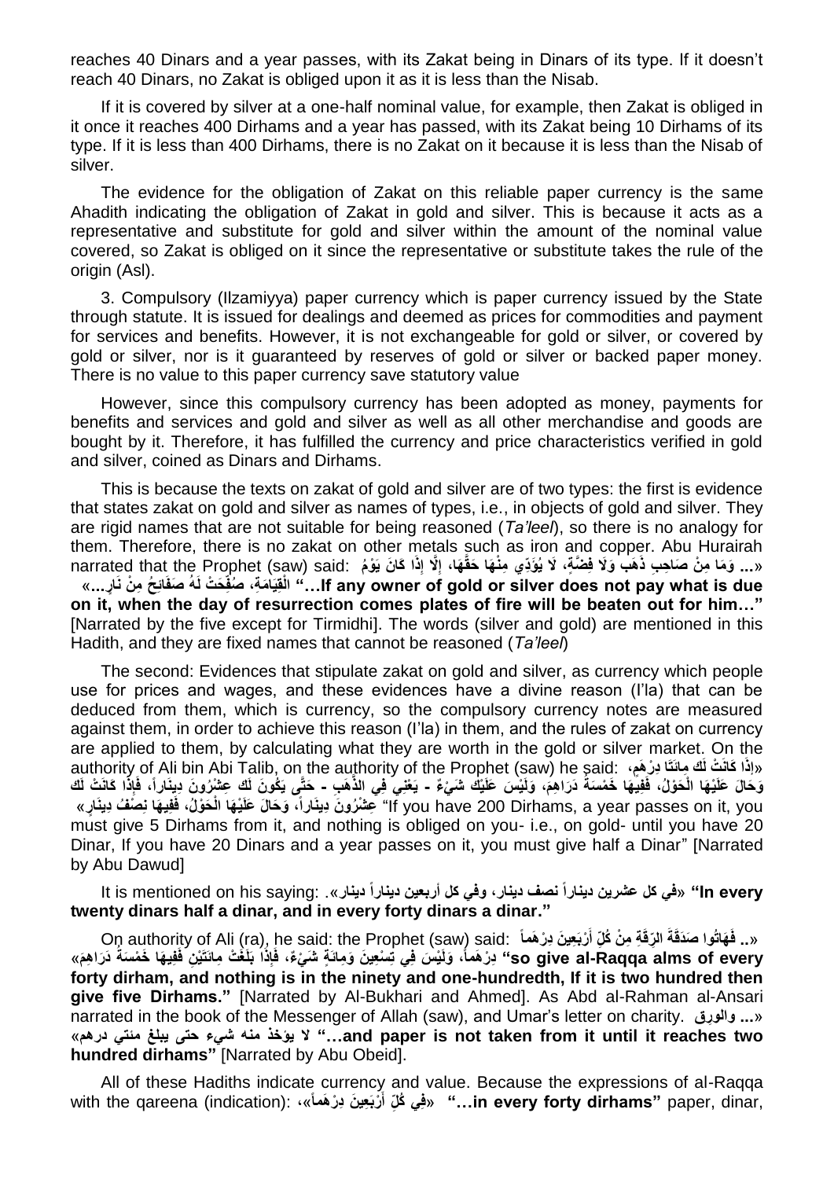reaches 40 Dinars and a year passes, with its Zakat being in Dinars of its type. If it doesn't reach 40 Dinars, no Zakat is obliged upon it as it is less than the Nisab.

If it is covered by silver at a one-half nominal value, for example, then Zakat is obliged in it once it reaches 400 Dirhams and a year has passed, with its Zakat being 10 Dirhams of its type. If it is less than 400 Dirhams, there is no Zakat on it because it is less than the Nisab of silver.

The evidence for the obligation of Zakat on this reliable paper currency is the same Ahadith indicating the obligation of Zakat in gold and silver. This is because it acts as a representative and substitute for gold and silver within the amount of the nominal value covered, so Zakat is obliged on it since the representative or substitute takes the rule of the origin (Asl).

3. Compulsory (Ilzamiyya) paper currency which is paper currency issued by the State through statute. It is issued for dealings and deemed as prices for commodities and payment for services and benefits. However, it is not exchangeable for gold or silver, or covered by gold or silver, nor is it guaranteed by reserves of gold or silver or backed paper money. There is no value to this paper currency save statutory value

However, since this compulsory currency has been adopted as money, payments for benefits and services and gold and silver as well as all other merchandise and goods are bought by it. Therefore, it has fulfilled the currency and price characteristics verified in gold and silver, coined as Dinars and Dirhams.

This is because the texts on zakat of gold and silver are of two types: the first is evidence that states zakat on gold and silver as names of types, i.e., in objects of gold and silver. They are rigid names that are not suitable for being reasoned (*Ta'leel*), so there is no analogy for them. Therefore, there is no zakat on other metals such as iron and copper. Abu Hurairah narrated that the Prophet (saw) said: «... وَمَا مِنْ صَاحِبِ ذَهَبٍ وَلَا فِضَّةٍ، لَا يُؤَدِّي مِنْهَا حَقَّهَا، إِلَّا إِذَا كَانَ يَوْمُ الْقِيَامَةِ، صُفِّحَتْ لَهُ صَفَائِحُ مِنْ نَارٍ...» **"…If any owner of gold or silver does not pay what is due on it, when the day of resurrection comes plates of fire will be beaten out for him…"** [Narrated by the five except for Tirmidhi]. The words (silver and gold) are mentioned in this Hadith, and they are fixed names that cannot be reasoned (*Ta'leel*)

The second: Evidences that stipulate zakat on gold and silver, as currency which people use for prices and wages, and these evidences have a divine reason (I'la) that can be deduced from them, which is currency, so the compulsory currency notes are measured against them, in order to achieve this reason (I'la) in them, and the rules of zakat on currency are applied to them, by calculating what they are worth in the gold or silver market. On the authority of Ali bin Abi Talib, on the authority of the Prophet (saw) he said: «إِذَا كَانَتْ لَكَ مِائَتَا دِرْهَمٍ، وَحَالَ عَلَيْهَا الْحَوْلُ، فَفِيهَا خَمْسَةُ دَرَاهِمَ، وَلَيْسَ عَلَيْكَ شَيْءٌ - يَعْنِي فِي الذَّهَبِ - حَتَّى يَكُونَ لَكَ عِشْرُونَ دِينَاراً، فَإِذَا كَانَتْ لَكَ عِشْرُونَ دِينَاراً، وَحَالَ عَلَيْهَا الْحَوْلُ، فَفِيهَا نِصْفُ دِينَارٍ» "If you have 200 Dirhams, a year passes on it, you must give 5 Dirhams from it, and nothing is obliged on you- i.e., on gold- until you have 20 Dinar, If you have 20 Dinars and a year passes on it, you must give half a Dinar" [Narrated by Abu Dawud]

It is mentioned on his saying: «في كل عشرين ديناراً نصف دينار، وفي كل أربعين ديناراً دينار». **"In every twenty dinars half a dinar, and in every forty dinars a dinar."**

On authority of Ali (ra), he said: the Prophet (saw) said: «.. فَهَاتُوا صَدَقَةَ الرِّقَةِ مِنْ كُلِّ أَرْبَعِينَ دِرْهَماً دِرْهَماً، وَلَيْسَ فِي تِسْعِينَ وَمِائَةٍ شَيْءٌ، فَإِذَا بَلَغَتْ مِائَتَيْنِ فَفِيهَا خَمْسَةُ دَرَاهِمَ» **"so give al-Raqqa alms of every forty dirham, and nothing is in the ninety and one-hundredth, If it is two hundred then give five Dirhams."** [Narrated by Al-Bukhari and Ahmed]. As Abd al-Rahman al-Ansari narrated in the book of the Messenger of Allah (saw), and Umar's letter on charity. «... والورق لا يؤخذ منه شيء حتى يبلغ مئتي درهم» **"…and paper is not taken from it until it reaches two hundred dirhams"** [Narrated by Abu Obeid].

All of these Hadiths indicate currency and value. Because the expressions of al-Raqqa with the qareena (indication): «فِي كُلِّ أَرْبَعِينَ دِرْهَماً»، **"…in every forty dirhams"** paper, dinar,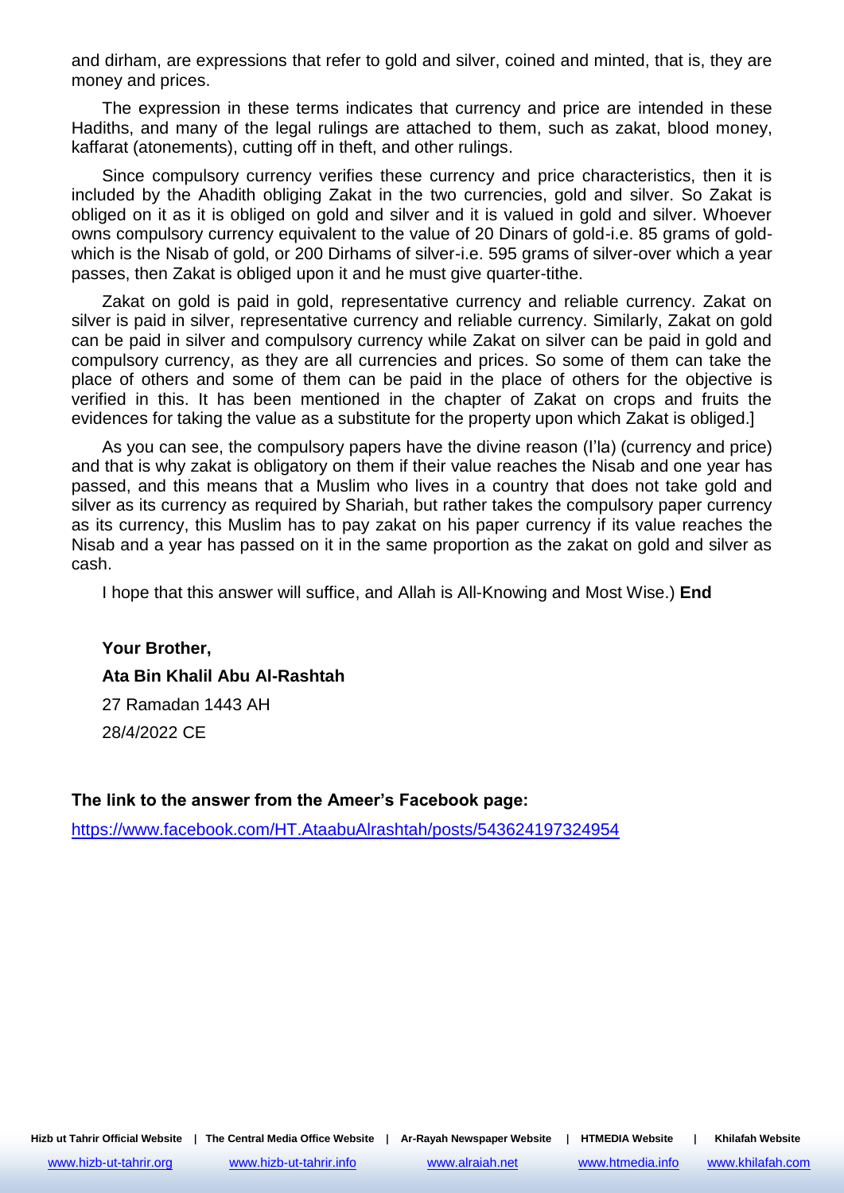and dirham, are expressions that refer to gold and silver, coined and minted, that is, they are money and prices.

The expression in these terms indicates that currency and price are intended in these Hadiths, and many of the legal rulings are attached to them, such as zakat, blood money, kaffarat (atonements), cutting off in theft, and other rulings.

Since compulsory currency verifies these currency and price characteristics, then it is included by the Ahadith obliging Zakat in the two currencies, gold and silver. So Zakat is obliged on it as it is obliged on gold and silver and it is valued in gold and silver. Whoever owns compulsory currency equivalent to the value of 20 Dinars of gold-i.e. 85 grams of gold-which is the Nisab of gold, or 200 Dirhams of silver-i.e. 595 grams of silver-over which a year passes, then Zakat is obliged upon it and he must give quarter-tithe.

Zakat on gold is paid in gold, representative currency and reliable currency. Zakat on silver is paid in silver, representative currency and reliable currency. Similarly, Zakat on gold can be paid in silver and compulsory currency while Zakat on silver can be paid in gold and compulsory currency, as they are all currencies and prices. So some of them can take the place of others and some of them can be paid in the place of others for the objective is verified in this. It has been mentioned in the chapter of Zakat on crops and fruits the evidences for taking the value as a substitute for the property upon which Zakat is obliged.]

As you can see, the compulsory papers have the divine reason (I'la) (currency and price) and that is why zakat is obligatory on them if their value reaches the Nisab and one year has passed, and this means that a Muslim who lives in a country that does not take gold and silver as its currency as required by Shariah, but rather takes the compulsory paper currency as its currency, this Muslim has to pay zakat on his paper currency if its value reaches the Nisab and a year has passed on it in the same proportion as the zakat on gold and silver as cash.

I hope that this answer will suffice, and Allah is All-Knowing and Most Wise.) **End**

**Your Brother,**

**Ata Bin Khalil Abu Al-Rashtah**

27 Ramadan 1443 AH

28/4/2022 CE

**The link to the answer from the Ameer's Facebook page:**

https://www.facebook.com/HT.AtaabuAlrashtah/posts/543624197324954

**Hizb ut Tahrir Official Website** | **The Central Media Office Website** | **Ar-Rayah Newspaper Website** | **HTMEDIA Website** | **Khilafah Website**

www.hizb-ut-tahrir.org www.hizb-ut-tahrir.info www.alraiah.net www.htmedia.info www.khilafah.com